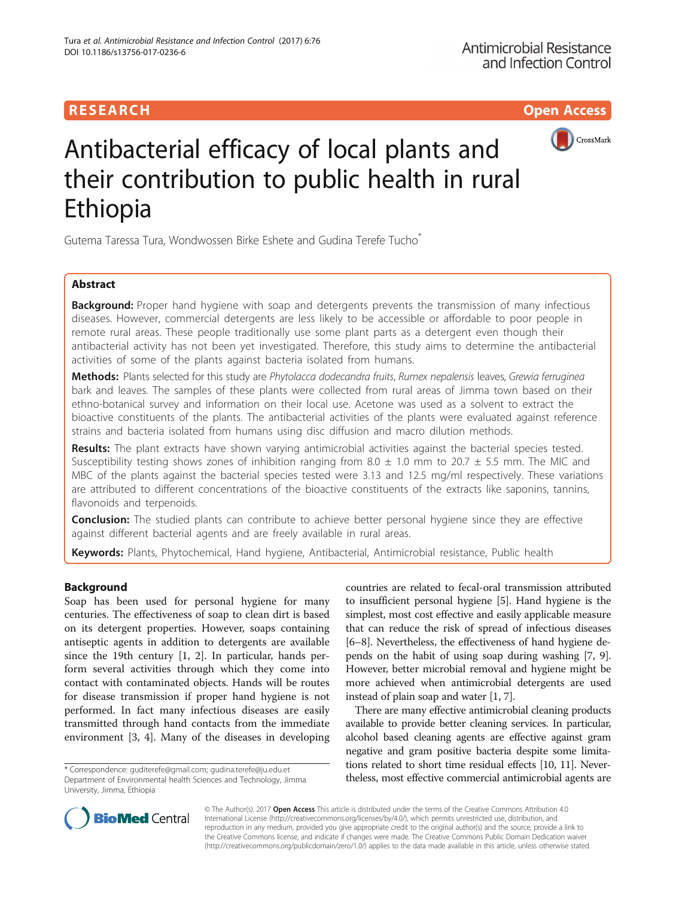RESEARCH Open Access

# Antibacterial efficacy of local plants and their contribution to public health in rural Ethiopia

Gutema Taressa Tura, Wondwossen Birke Eshete and Gudina Terefe Tucho*

## Abstract

**Background:** Proper hand hygiene with soap and detergents prevents the transmission of many infectious diseases. However, commercial detergents are less likely to be accessible or affordable to poor people in remote rural areas. These people traditionally use some plant parts as a detergent even though their antibacterial activity has not been yet investigated. Therefore, this study aims to determine the antibacterial activities of some of the plants against bacteria isolated from humans.

**Methods:** Plants selected for this study are *Phytolacca dodecandra fruits*, *Rumex nepalensis* leaves, *Grewia ferruginea* bark and leaves. The samples of these plants were collected from rural areas of Jimma town based on their ethno-botanical survey and information on their local use. Acetone was used as a solvent to extract the bioactive constituents of the plants. The antibacterial activities of the plants were evaluated against reference strains and bacteria isolated from humans using disc diffusion and macro dilution methods.

**Results:** The plant extracts have shown varying antimicrobial activities against the bacterial species tested. Susceptibility testing shows zones of inhibition ranging from 8.0 ± 1.0 mm to 20.7 ± 5.5 mm. The MIC and MBC of the plants against the bacterial species tested were 3.13 and 12.5 mg/ml respectively. These variations are attributed to different concentrations of the bioactive constituents of the extracts like saponins, tannins, flavonoids and terpenoids.

**Conclusion:** The studied plants can contribute to achieve better personal hygiene since they are effective against different bacterial agents and are freely available in rural areas.

**Keywords:** Plants, Phytochemical, Hand hygiene, Antibacterial, Antimicrobial resistance, Public health

## Background

Soap has been used for personal hygiene for many centuries. The effectiveness of soap to clean dirt is based on its detergent properties. However, soaps containing antiseptic agents in addition to detergents are available since the 19th century [1, 2]. In particular, hands perform several activities through which they come into contact with contaminated objects. Hands will be routes for disease transmission if proper hand hygiene is not performed. In fact many infectious diseases are easily transmitted through hand contacts from the immediate environment [3, 4]. Many of the diseases in developing countries are related to fecal-oral transmission attributed to insufficient personal hygiene [5]. Hand hygiene is the simplest, most cost effective and easily applicable measure that can reduce the risk of spread of infectious diseases [6–8]. Nevertheless, the effectiveness of hand hygiene depends on the habit of using soap during washing [7, 9]. However, better microbial removal and hygiene might be more achieved when antimicrobial detergents are used instead of plain soap and water [1, 7].

There are many effective antimicrobial cleaning products available to provide better cleaning services. In particular, alcohol based cleaning agents are effective against gram negative and gram positive bacteria despite some limitations related to short time residual effects [10, 11]. Nevertheless, most effective commercial antimicrobial agents are

* Correspondence: guditerefe@gmail.com; gudina.terefe@ju.edu.et
Department of Environmental health Sciences and Technology, Jimma University, Jimma, Ethiopia

© The Author(s). 2017 **Open Access** This article is distributed under the terms of the Creative Commons Attribution 4.0 International License (http://creativecommons.org/licenses/by/4.0/), which permits unrestricted use, distribution, and reproduction in any medium, provided you give appropriate credit to the original author(s) and the source, provide a link to the Creative Commons license, and indicate if changes were made. The Creative Commons Public Domain Dedication waiver (http://creativecommons.org/publicdomain/zero/1.0/) applies to the data made available in this article, unless otherwise stated.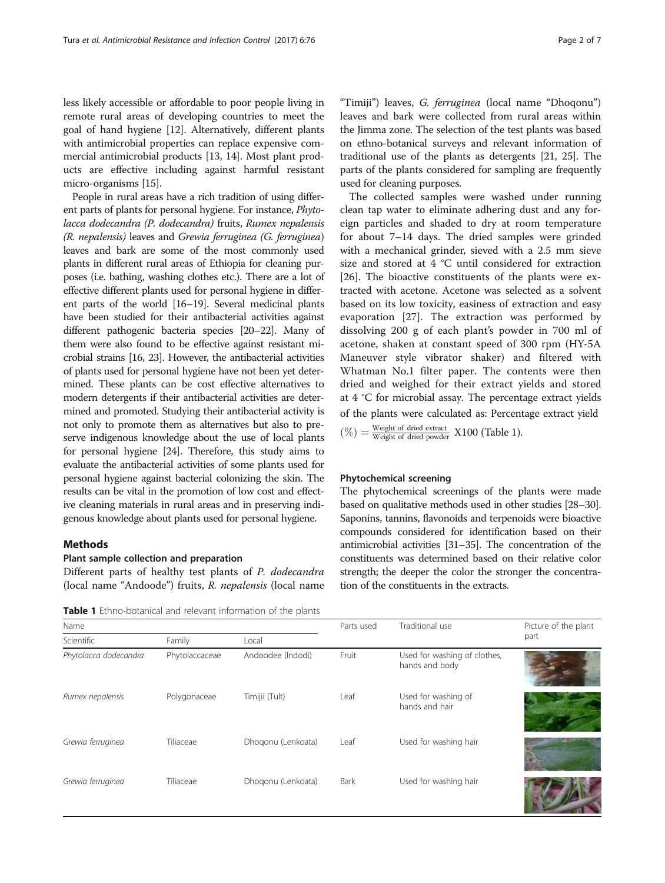less likely accessible or affordable to poor people living in remote rural areas of developing countries to meet the goal of hand hygiene [12]. Alternatively, different plants with antimicrobial properties can replace expensive commercial antimicrobial products [13, 14]. Most plant products are effective including against harmful resistant micro-organisms [15].

People in rural areas have a rich tradition of using different parts of plants for personal hygiene. For instance, *Phytolacca dodecandra (P. dodecandra)* fruits, *Rumex nepalensis (R. nepalensis)* leaves and *Grewia ferruginea (G. ferruginea)* leaves and bark are some of the most commonly used plants in different rural areas of Ethiopia for cleaning purposes (i.e. bathing, washing clothes etc.). There are a lot of effective different plants used for personal hygiene in different parts of the world [16–19]. Several medicinal plants have been studied for their antibacterial activities against different pathogenic bacteria species [20–22]. Many of them were also found to be effective against resistant microbial strains [16, 23]. However, the antibacterial activities of plants used for personal hygiene have not been yet determined. These plants can be cost effective alternatives to modern detergents if their antibacterial activities are determined and promoted. Studying their antibacterial activity is not only to promote them as alternatives but also to preserve indigenous knowledge about the use of local plants for personal hygiene [24]. Therefore, this study aims to evaluate the antibacterial activities of some plants used for personal hygiene against bacterial colonizing the skin. The results can be vital in the promotion of low cost and effective cleaning materials in rural areas and in preserving indigenous knowledge about plants used for personal hygiene.

## Methods

### Plant sample collection and preparation

Different parts of healthy test plants of *P. dodecandra* (local name "Andoode") fruits, *R. nepalensis* (local name "Timiji") leaves, *G. ferruginea* (local name "Dhoqonu") leaves and bark were collected from rural areas within the Jimma zone. The selection of the test plants was based on ethno-botanical surveys and relevant information of traditional use of the plants as detergents [21, 25]. The parts of the plants considered for sampling are frequently used for cleaning purposes.

The collected samples were washed under running clean tap water to eliminate adhering dust and any foreign particles and shaded to dry at room temperature for about 7–14 days. The dried samples were grinded with a mechanical grinder, sieved with a 2.5 mm sieve size and stored at 4 °C until considered for extraction [26]. The bioactive constituents of the plants were extracted with acetone. Acetone was selected as a solvent based on its low toxicity, easiness of extraction and easy evaporation [27]. The extraction was performed by dissolving 200 g of each plant's powder in 700 ml of acetone, shaken at constant speed of 300 rpm (HY-5A Maneuver style vibrator shaker) and filtered with Whatman No.1 filter paper. The contents were then dried and weighed for their extract yields and stored at 4 °C for microbial assay. The percentage extract yields of the plants were calculated as: Percentage extract yield $(\%) = \frac{\text{Weight of dried extract}}{\text{Weight of dried powder}} \text{X}100$ (Table 1).

### Phytochemical screening

The phytochemical screenings of the plants were made based on qualitative methods used in other studies [28–30]. Saponins, tannins, flavonoids and terpenoids were bioactive compounds considered for identification based on their antimicrobial activities [31–35]. The concentration of the constituents was determined based on their relative color strength; the deeper the color the stronger the concentration of the constituents in the extracts.

**Table 1** Ethno-botanical and relevant information of the plants

| Name | | | Parts used | Traditional use | Picture of the plant part |
|---|---|---|---|---|---|
| Scientific | Family | Local | | | |
| *Phytolacca dodecandra* | Phytolaccaceae | Andoodee (Indodi) | Fruit | Used for washing of clothes, hands and body | |
| *Rumex nepalensis* | Polygonaceae | Timijii (Tult) | Leaf | Used for washing of hands and hair | |
| *Grewia ferruginea* | Tiliaceae | Dhoqonu (Lenkoata) | Leaf | Used for washing hair | |
| *Grewia ferruginea* | Tiliaceae | Dhoqonu (Lenkoata) | Bark | Used for washing hair | |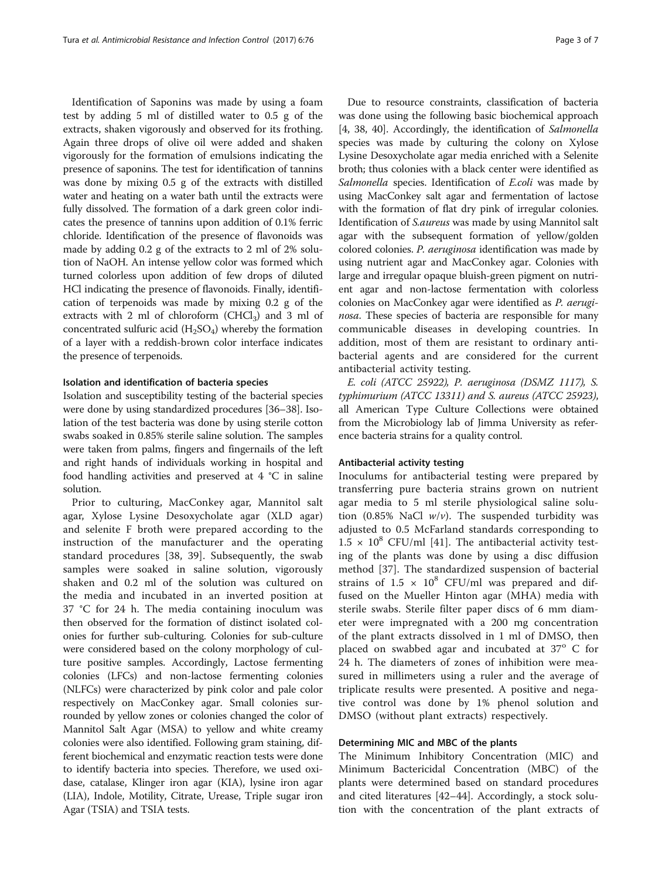Identification of Saponins was made by using a foam test by adding 5 ml of distilled water to 0.5 g of the extracts, shaken vigorously and observed for its frothing. Again three drops of olive oil were added and shaken vigorously for the formation of emulsions indicating the presence of saponins. The test for identification of tannins was done by mixing 0.5 g of the extracts with distilled water and heating on a water bath until the extracts were fully dissolved. The formation of a dark green color indicates the presence of tannins upon addition of 0.1% ferric chloride. Identification of the presence of flavonoids was made by adding 0.2 g of the extracts to 2 ml of 2% solution of NaOH. An intense yellow color was formed which turned colorless upon addition of few drops of diluted HCl indicating the presence of flavonoids. Finally, identification of terpenoids was made by mixing 0.2 g of the extracts with 2 ml of chloroform ($CHCl_3$) and 3 ml of concentrated sulfuric acid ($H_2SO_4$) whereby the formation of a layer with a reddish-brown color interface indicates the presence of terpenoids.

### Isolation and identification of bacteria species

Isolation and susceptibility testing of the bacterial species were done by using standardized procedures [36–38]. Isolation of the test bacteria was done by using sterile cotton swabs soaked in 0.85% sterile saline solution. The samples were taken from palms, fingers and fingernails of the left and right hands of individuals working in hospital and food handling activities and preserved at 4 °C in saline solution.

Prior to culturing, MacConkey agar, Mannitol salt agar, Xylose Lysine Desoxycholate agar (XLD agar) and selenite F broth were prepared according to the instruction of the manufacturer and the operating standard procedures [38, 39]. Subsequently, the swab samples were soaked in saline solution, vigorously shaken and 0.2 ml of the solution was cultured on the media and incubated in an inverted position at 37 °C for 24 h. The media containing inoculum was then observed for the formation of distinct isolated colonies for further sub-culturing. Colonies for sub-culture were considered based on the colony morphology of culture positive samples. Accordingly, Lactose fermenting colonies (LFCs) and non-lactose fermenting colonies (NLFCs) were characterized by pink color and pale color respectively on MacConkey agar. Small colonies surrounded by yellow zones or colonies changed the color of Mannitol Salt Agar (MSA) to yellow and white creamy colonies were also identified. Following gram staining, different biochemical and enzymatic reaction tests were done to identify bacteria into species. Therefore, we used oxidase, catalase, Klinger iron agar (KIA), lysine iron agar (LIA), Indole, Motility, Citrate, Urease, Triple sugar iron Agar (TSIA) and TSIA tests.

Due to resource constraints, classification of bacteria was done using the following basic biochemical approach [4, 38, 40]. Accordingly, the identification of *Salmonella* species was made by culturing the colony on Xylose Lysine Desoxycholate agar media enriched with a Selenite broth; thus colonies with a black center were identified as *Salmonella* species. Identification of *E.coli* was made by using MacConkey salt agar and fermentation of lactose with the formation of flat dry pink of irregular colonies. Identification of *S.aureus* was made by using Mannitol salt agar with the subsequent formation of yellow/golden colored colonies. *P. aeruginosa* identification was made by using nutrient agar and MacConkey agar. Colonies with large and irregular opaque bluish-green pigment on nutrient agar and non-lactose fermentation with colorless colonies on MacConkey agar were identified as *P. aeruginosa*. These species of bacteria are responsible for many communicable diseases in developing countries. In addition, most of them are resistant to ordinary antibacterial agents and are considered for the current antibacterial activity testing.

*E. coli (ATCC 25922), P. aeruginosa (DSMZ 1117), S. typhimurium (ATCC 13311) and S. aureus (ATCC 25923),* all American Type Culture Collections were obtained from the Microbiology lab of Jimma University as reference bacteria strains for a quality control.

### Antibacterial activity testing

Inoculums for antibacterial testing were prepared by transferring pure bacteria strains grown on nutrient agar media to 5 ml sterile physiological saline solution (0.85% NaCl *w/v*). The suspended turbidity was adjusted to 0.5 McFarland standards corresponding to $1.5 \times 10^8$ CFU/ml [41]. The antibacterial activity testing of the plants was done by using a disc diffusion method [37]. The standardized suspension of bacterial strains of $1.5 \times 10^8$ CFU/ml was prepared and diffused on the Mueller Hinton agar (MHA) media with sterile swabs. Sterile filter paper discs of 6 mm diameter were impregnated with a 200 mg concentration of the plant extracts dissolved in 1 ml of DMSO, then placed on swabbed agar and incubated at 37° C for 24 h. The diameters of zones of inhibition were measured in millimeters using a ruler and the average of triplicate results were presented. A positive and negative control was done by 1% phenol solution and DMSO (without plant extracts) respectively.

### Determining MIC and MBC of the plants

The Minimum Inhibitory Concentration (MIC) and Minimum Bactericidal Concentration (MBC) of the plants were determined based on standard procedures and cited literatures [42–44]. Accordingly, a stock solution with the concentration of the plant extracts of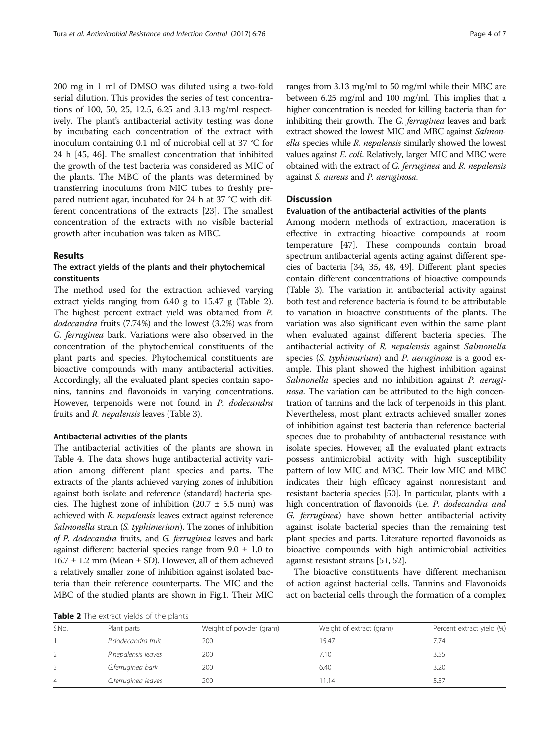200 mg in 1 ml of DMSO was diluted using a two-fold serial dilution. This provides the series of test concentrations of 100, 50, 25, 12.5, 6.25 and 3.13 mg/ml respectively. The plant's antibacterial activity testing was done by incubating each concentration of the extract with inoculum containing 0.1 ml of microbial cell at 37 °C for 24 h [45, 46]. The smallest concentration that inhibited the growth of the test bacteria was considered as MIC of the plants. The MBC of the plants was determined by transferring inoculums from MIC tubes to freshly prepared nutrient agar, incubated for 24 h at 37 °C with different concentrations of the extracts [23]. The smallest concentration of the extracts with no visible bacterial growth after incubation was taken as MBC.

## Results

### The extract yields of the plants and their phytochemical constituents

The method used for the extraction achieved varying extract yields ranging from 6.40 g to 15.47 g (Table 2). The highest percent extract yield was obtained from *P. dodecandra* fruits (7.74%) and the lowest (3.2%) was from *G. ferruginea* bark. Variations were also observed in the concentration of the phytochemical constituents of the plant parts and species. Phytochemical constituents are bioactive compounds with many antibacterial activities. Accordingly, all the evaluated plant species contain saponins, tannins and flavonoids in varying concentrations. However, terpenoids were not found in *P. dodecandra* fruits and *R. nepalensis* leaves (Table 3).

#### Antibacterial activities of the plants

The antibacterial activities of the plants are shown in Table 4. The data shows huge antibacterial activity variation among different plant species and parts. The extracts of the plants achieved varying zones of inhibition against both isolate and reference (standard) bacteria species. The highest zone of inhibition (20.7 ± 5.5 mm) was achieved with *R. nepalensis* leaves extract against reference *Salmonella* strain (*S. typhimerium*). The zones of inhibition of *P. dodecandra* fruits, and *G. ferruginea* leaves and bark against different bacterial species range from 9.0 ± 1.0 to 16.7 ± 1.2 mm (Mean ± SD). However, all of them achieved a relatively smaller zone of inhibition against isolated bacteria than their reference counterparts. The MIC and the MBC of the studied plants are shown in Fig.1. Their MIC ranges from 3.13 mg/ml to 50 mg/ml while their MBC are between 6.25 mg/ml and 100 mg/ml. This implies that a higher concentration is needed for killing bacteria than for inhibiting their growth. The *G. ferruginea* leaves and bark extract showed the lowest MIC and MBC against *Salmonella* species while *R. nepalensis* similarly showed the lowest values against *E. coli*. Relatively, larger MIC and MBC were obtained with the extract of *G. ferruginea* and *R. nepalensis* against *S. aureus* and *P. aeruginosa*.

## Discussion

### Evaluation of the antibacterial activities of the plants

Among modern methods of extraction, maceration is effective in extracting bioactive compounds at room temperature [47]. These compounds contain broad spectrum antibacterial agents acting against different species of bacteria [34, 35, 48, 49]. Different plant species contain different concentrations of bioactive compounds (Table 3). The variation in antibacterial activity against both test and reference bacteria is found to be attributable to variation in bioactive constituents of the plants. The variation was also significant even within the same plant when evaluated against different bacteria species. The antibacterial activity of *R. nepalensis* against *Salmonella* species (*S. typhimurium*) and *P. aeruginosa* is a good example. This plant showed the highest inhibition against *Salmonella* species and no inhibition against *P. aeruginosa.* The variation can be attributed to the high concentration of tannins and the lack of terpenoids in this plant. Nevertheless, most plant extracts achieved smaller zones of inhibition against test bacteria than reference bacterial species due to probability of antibacterial resistance with isolate species. However, all the evaluated plant extracts possess antimicrobial activity with high susceptibility pattern of low MIC and MBC. Their low MIC and MBC indicates their high efficacy against nonresistant and resistant bacteria species [50]. In particular, plants with a high concentration of flavonoids (i.e. *P. dodecandra and G. ferruginea*) have shown better antibacterial activity against isolate bacterial species than the remaining test plant species and parts. Literature reported flavonoids as bioactive compounds with high antimicrobial activities against resistant strains [51, 52].

The bioactive constituents have different mechanism of action against bacterial cells. Tannins and Flavonoids act on bacterial cells through the formation of a complex

**Table 2** The extract yields of the plants

| S.No. | Plant parts | Weight of powder (gram) | Weight of extract (gram) | Percent extract yield (%) |
|---|---|---|---|---|
| 1 | *P.dodecandra fruit* | 200 | 15.47 | 7.74 |
| 2 | *R.nepalensis leaves* | 200 | 7.10 | 3.55 |
| 3 | *G.ferruginea bark* | 200 | 6.40 | 3.20 |
| 4 | *G.ferruginea leaves* | 200 | 11.14 | 5.57 |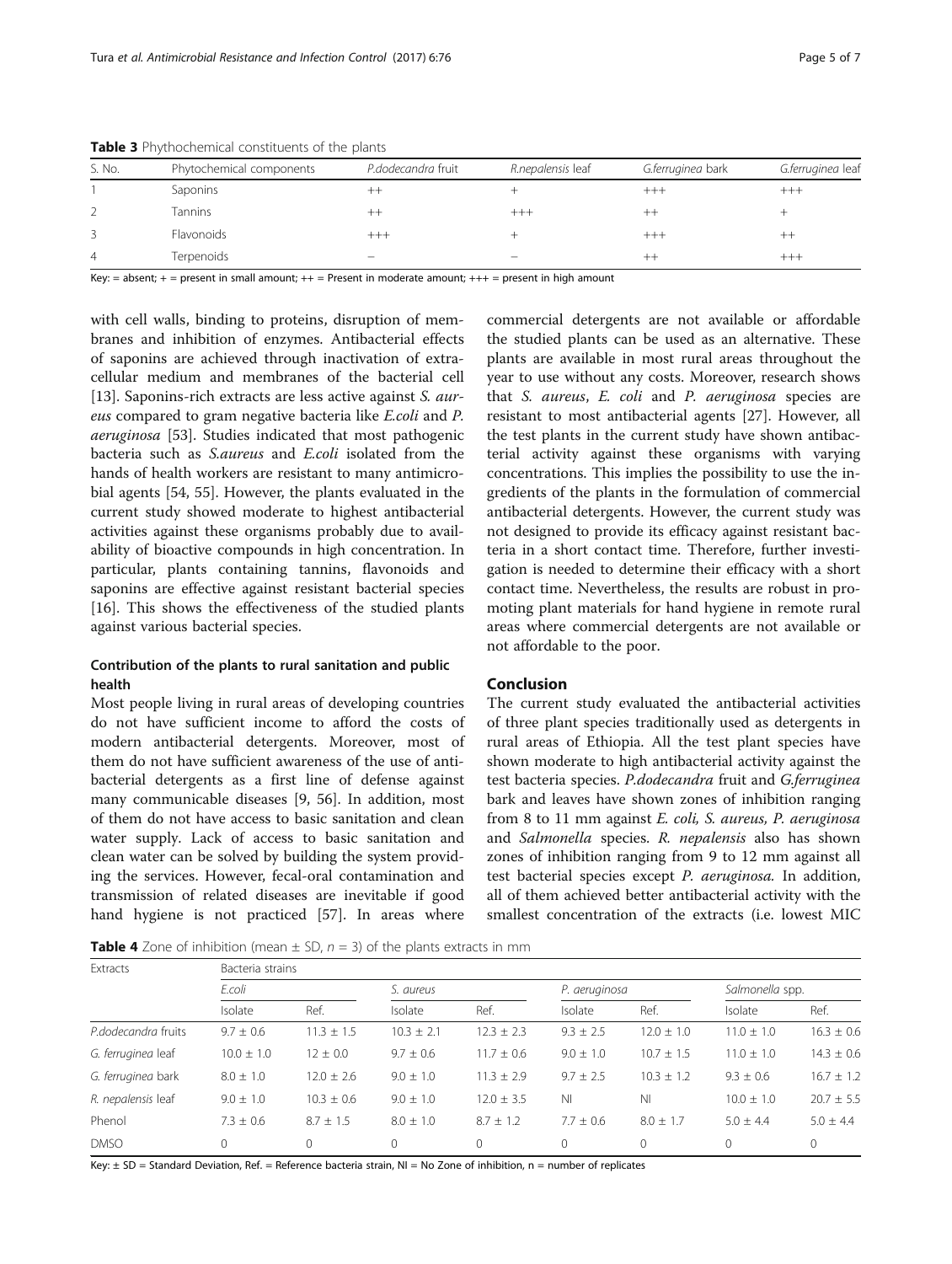**Table 3** Phythochemical constituents of the plants

| S. No. | Phytochemical components | P.dodecandra fruit | R.nepalensis leaf | G.ferruginea bark | G.ferruginea leaf |
|---|---|---|---|---|---|
| 1 | Saponins | ++ | + | +++ | +++ |
| 2 | Tannins | ++ | +++ | ++ | + |
| 3 | Flavonoids | +++ | + | +++ | ++ |
| 4 | Terpenoids | – | – | ++ | +++ |

Key: = absent; + = present in small amount; ++ = Present in moderate amount; +++ = present in high amount

with cell walls, binding to proteins, disruption of membranes and inhibition of enzymes. Antibacterial effects of saponins are achieved through inactivation of extracellular medium and membranes of the bacterial cell [13]. Saponins-rich extracts are less active against *S. aureus* compared to gram negative bacteria like *E.coli* and *P. aeruginosa* [53]. Studies indicated that most pathogenic bacteria such as *S.aureus* and *E.coli* isolated from the hands of health workers are resistant to many antimicrobial agents [54, 55]. However, the plants evaluated in the current study showed moderate to highest antibacterial activities against these organisms probably due to availability of bioactive compounds in high concentration. In particular, plants containing tannins, flavonoids and saponins are effective against resistant bacterial species [16]. This shows the effectiveness of the studied plants against various bacterial species.

### Contribution of the plants to rural sanitation and public health

Most people living in rural areas of developing countries do not have sufficient income to afford the costs of modern antibacterial detergents. Moreover, most of them do not have sufficient awareness of the use of antibacterial detergents as a first line of defense against many communicable diseases [9, 56]. In addition, most of them do not have access to basic sanitation and clean water supply. Lack of access to basic sanitation and clean water can be solved by building the system providing the services. However, fecal-oral contamination and transmission of related diseases are inevitable if good hand hygiene is not practiced [57]. In areas where commercial detergents are not available or affordable the studied plants can be used as an alternative. These plants are available in most rural areas throughout the year to use without any costs. Moreover, research shows that *S. aureus*, *E. coli* and *P. aeruginosa* species are resistant to most antibacterial agents [27]. However, all the test plants in the current study have shown antibacterial activity against these organisms with varying concentrations. This implies the possibility to use the ingredients of the plants in the formulation of commercial antibacterial detergents. However, the current study was not designed to provide its efficacy against resistant bacteria in a short contact time. Therefore, further investigation is needed to determine their efficacy with a short contact time. Nevertheless, the results are robust in promoting plant materials for hand hygiene in remote rural areas where commercial detergents are not available or not affordable to the poor.

## Conclusion

The current study evaluated the antibacterial activities of three plant species traditionally used as detergents in rural areas of Ethiopia. All the test plant species have shown moderate to high antibacterial activity against the test bacteria species. *P.dodecandra* fruit and *G.ferruginea* bark and leaves have shown zones of inhibition ranging from 8 to 11 mm against *E. coli, S. aureus, P. aeruginosa* and *Salmonella* species. *R. nepalensis* also has shown zones of inhibition ranging from 9 to 12 mm against all test bacterial species except *P. aeruginosa.* In addition, all of them achieved better antibacterial activity with the smallest concentration of the extracts (i.e. lowest MIC

**Table 4** Zone of inhibition (mean ± SD, *n* = 3) of the plants extracts in mm

| Extracts | Bacteria strains | | | | | | | |
|---|---|---|---|---|---|---|---|---|
| | E.coli | | S. aureus | | P. aeruginosa | | Salmonella spp. | |
| | Isolate | Ref. | Isolate | Ref. | Isolate | Ref. | Isolate | Ref. |
| P.dodecandra fruits | 9.7 ± 0.6 | 11.3 ± 1.5 | 10.3 ± 2.1 | 12.3 ± 2.3 | 9.3 ± 2.5 | 12.0 ± 1.0 | 11.0 ± 1.0 | 16.3 ± 0.6 |
| G. ferruginea leaf | 10.0 ± 1.0 | 12 ± 0.0 | 9.7 ± 0.6 | 11.7 ± 0.6 | 9.0 ± 1.0 | 10.7 ± 1.5 | 11.0 ± 1.0 | 14.3 ± 0.6 |
| G. ferruginea bark | 8.0 ± 1.0 | 12.0 ± 2.6 | 9.0 ± 1.0 | 11.3 ± 2.9 | 9.7 ± 2.5 | 10.3 ± 1.2 | 9.3 ± 0.6 | 16.7 ± 1.2 |
| R. nepalensis leaf | 9.0 ± 1.0 | 10.3 ± 0.6 | 9.0 ± 1.0 | 12.0 ± 3.5 | NI | NI | 10.0 ± 1.0 | 20.7 ± 5.5 |
| Phenol | 7.3 ± 0.6 | 8.7 ± 1.5 | 8.0 ± 1.0 | 8.7 ± 1.2 | 7.7 ± 0.6 | 8.0 ± 1.7 | 5.0 ± 4.4 | 5.0 ± 4.4 |
| DMSO | 0 | 0 | 0 | 0 | 0 | 0 | 0 | 0 |

Key: ± SD = Standard Deviation, Ref. = Reference bacteria strain, NI = No Zone of inhibition, n = number of replicates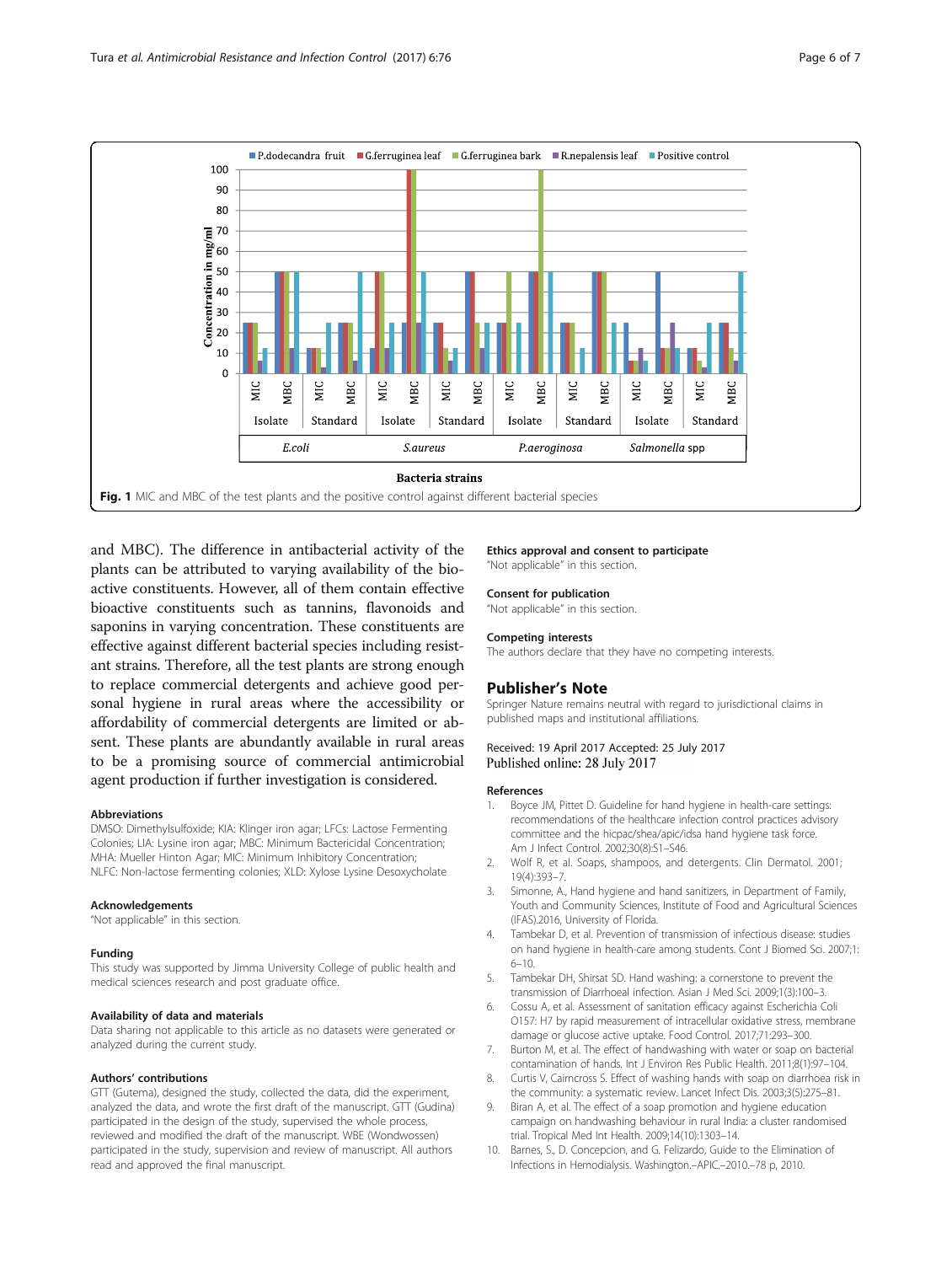P.dodecandra fruit
G.ferruginea leaf
G.ferruginea bark
R.nepalensis leaf
Positive control

Concentration in mg/ml

100
90
80
70
60
50
40
30
20
10
0

MIC MBC MIC MBC MIC MBC MIC MBC MIC MBC MIC MBC MIC MBC MIC MBC

Isolate Standard Isolate Standard Isolate Standard Isolate Standard

*E.coli* *S.aureus* *P.aeroginosa* *Salmonella* spp

Bacteria strains

**Fig. 1** MIC and MBC of the test plants and the positive control against different bacterial species

and MBC). The difference in antibacterial activity of the plants can be attributed to varying availability of the bioactive constituents. However, all of them contain effective bioactive constituents such as tannins, flavonoids and saponins in varying concentration. These constituents are effective against different bacterial species including resistant strains. Therefore, all the test plants are strong enough to replace commercial detergents and achieve good personal hygiene in rural areas where the accessibility or affordability of commercial detergents are limited or absent. These plants are abundantly available in rural areas to be a promising source of commercial antimicrobial agent production if further investigation is considered.

#### Abbreviations

DMSO: Dimethylsulfoxide; KIA: Klinger iron agar; LFCs: Lactose Fermenting Colonies; LIA: Lysine iron agar; MBC: Minimum Bactericidal Concentration; MHA: Mueller Hinton Agar; MIC: Minimum Inhibitory Concentration; NLFC: Non-lactose fermenting colonies; XLD: Xylose Lysine Desoxycholate

#### Acknowledgements

"Not applicable" in this section.

#### Funding

This study was supported by Jimma University College of public health and medical sciences research and post graduate office.

#### Availability of data and materials

Data sharing not applicable to this article as no datasets were generated or analyzed during the current study.

#### Authors' contributions

GTT (Gutema), designed the study, collected the data, did the experiment, analyzed the data, and wrote the first draft of the manuscript. GTT (Gudina) participated in the design of the study, supervised the whole process, reviewed and modified the draft of the manuscript. WBE (Wondwossen) participated in the study, supervision and review of manuscript. All authors read and approved the final manuscript.

#### Ethics approval and consent to participate

"Not applicable" in this section.

#### Consent for publication

"Not applicable" in this section.

#### Competing interests

The authors declare that they have no competing interests.

## Publisher's Note

Springer Nature remains neutral with regard to jurisdictional claims in published maps and institutional affiliations.

Received: 19 April 2017 Accepted: 25 July 2017
Published online: 28 July 2017

#### References

1. Boyce JM, Pittet D. Guideline for hand hygiene in health-care settings: recommendations of the healthcare infection control practices advisory committee and the hicpac/shea/apic/idsa hand hygiene task force. Am J Infect Control. 2002;30(8):S1–S46.
2. Wolf R, et al. Soaps, shampoos, and detergents. Clin Dermatol. 2001; 19(4):393–7.
3. Simonne, A., Hand hygiene and hand sanitizers, in Department of Family, Youth and Community Sciences, Institute of Food and Agricultural Sciences (IFAS).2016, University of Florida.
4. Tambekar D, et al. Prevention of transmission of infectious disease: studies on hand hygiene in health-care among students. Cont J Biomed Sci. 2007;1: 6–10.
5. Tambekar DH, Shirsat SD. Hand washing: a cornerstone to prevent the transmission of Diarrhoeal infection. Asian J Med Sci. 2009;1(3):100–3.
6. Cossu A, et al. Assessment of sanitation efficacy against Escherichia Coli O157: H7 by rapid measurement of intracellular oxidative stress, membrane damage or glucose active uptake. Food Control. 2017;71:293–300.
7. Burton M, et al. The effect of handwashing with water or soap on bacterial contamination of hands. Int J Environ Res Public Health. 2011;8(1):97–104.
8. Curtis V, Cairncross S. Effect of washing hands with soap on diarrhoea risk in the community: a systematic review. Lancet Infect Dis. 2003;3(5):275–81.
9. Biran A, et al. The effect of a soap promotion and hygiene education campaign on handwashing behaviour in rural India: a cluster randomised trial. Tropical Med Int Health. 2009;14(10):1303–14.
10. Barnes, S., D. Concepcion, and G. Felizardo, Guide to the Elimination of Infections in Hemodialysis. Washington.–APIC.–2010.–78 p, 2010.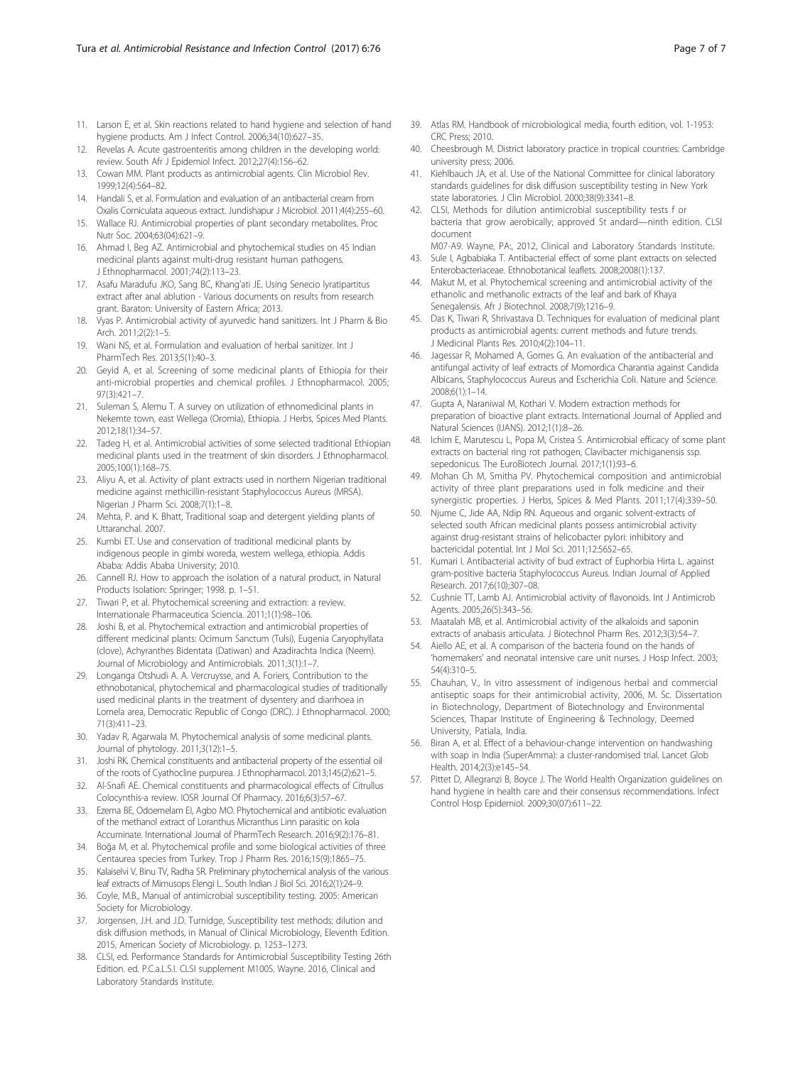11. Larson E, et al. Skin reactions related to hand hygiene and selection of hand hygiene products. Am J Infect Control. 2006;34(10):627–35.
12. Revelas A. Acute gastroenteritis among children in the developing world: review. South Afr J Epidemiol Infect. 2012;27(4):156–62.
13. Cowan MM. Plant products as antimicrobial agents. Clin Microbiol Rev. 1999;12(4):564–82.
14. Handali S, et al. Formulation and evaluation of an antibacterial cream from Oxalis Corniculata aqueous extract. Jundishapur J Microbiol. 2011;4(4):255–60.
15. Wallace RJ. Antimicrobial properties of plant secondary metabolites. Proc Nutr Soc. 2004;63(04):621–9.
16. Ahmad I, Beg AZ. Antimicrobial and phytochemical studies on 45 Indian medicinal plants against multi-drug resistant human pathogens. J Ethnopharmacol. 2001;74(2):113–23.
17. Asafu Maradufu JKO, Sang BC, Khang'ati JE. Using Senecio lyratipartitus extract after anal ablution - Various documents on results from research grant. Baraton: University of Eastern Africa; 2013.
18. Vyas P. Antimicrobial activity of ayurvedic hand sanitizers. Int J Pharm & Bio Arch. 2011;2(2):1–5.
19. Wani NS, et al. Formulation and evaluation of herbal sanitizer. Int J PharmTech Res. 2013;5(1):40–3.
20. Geyid A, et al. Screening of some medicinal plants of Ethiopia for their anti-microbial properties and chemical profiles. J Ethnopharmacol. 2005; 97(3):421–7.
21. Suleman S, Alemu T. A survey on utilization of ethnomedicinal plants in Nekemte town, east Wellega (Oromia), Ethiopia. J Herbs, Spices Med Plants. 2012;18(1):34–57.
22. Tadeg H, et al. Antimicrobial activities of some selected traditional Ethiopian medicinal plants used in the treatment of skin disorders. J Ethnopharmacol. 2005;100(1):168–75.
23. Aliyu A, et al. Activity of plant extracts used in northern Nigerian traditional medicine against methicillin-resistant Staphylococcus Aureus (MRSA). Nigerian J Pharm Sci. 2008;7(1):1–8.
24. Mehta, P. and K. Bhatt, Traditional soap and detergent yielding plants of Uttaranchal. 2007.
25. Kumbi ET. Use and conservation of traditional medicinal plants by indigenous people in gimbi woreda, western wellega, ethiopia. Addis Ababa: Addis Ababa University; 2010.
26. Cannell RJ. How to approach the isolation of a natural product, in Natural Products Isolation: Springer; 1998. p. 1–51.
27. Tiwari P, et al. Phytochemical screening and extraction: a review. Internationale Pharmaceutica Sciencia. 2011;1(1):98–106.
28. Joshi B, et al. Phytochemical extraction and antimicrobial properties of different medicinal plants: Ocimum Sanctum (Tulsi), Eugenia Caryophyllata (clove), Achyranthes Bidentata (Datiwan) and Azadirachta Indica (Neem). Journal of Microbiology and Antimicrobials. 2011;3(1):1–7.
29. Longanga Otshudi A. A. Vercruysse, and A. Foriers, Contribution to the ethnobotanical, phytochemical and pharmacological studies of traditionally used medicinal plants in the treatment of dysentery and diarrhoea in Lomela area, Democratic Republic of Congo (DRC). J Ethnopharmacol. 2000; 71(3):411–23.
30. Yadav R, Agarwala M. Phytochemical analysis of some medicinal plants. Journal of phytology. 2011;3(12):1–5.
31. Joshi RK. Chemical constituents and antibacterial property of the essential oil of the roots of Cyathocline purpurea. J Ethnopharmacol. 2013;145(2):621–5.
32. Al-Snafi AE. Chemical constituents and pharmacological effects of Citrullus Colocynthis-a review. IOSR Journal Of Pharmacy. 2016;6(3):57–67.
33. Ezema BE, Odoemelam EI, Agbo MO. Phytochemical and antibiotic evaluation of the methanol extract of Loranthus Micranthus Linn parasitic on kola Accuminate. International Journal of PharmTech Research. 2016;9(2):176–81.
34. Boğa M, et al. Phytochemical profile and some biological activities of three Centaurea species from Turkey. Trop J Pharm Res. 2016;15(9):1865–75.
35. Kalaiselvi V, Binu TV, Radha SR. Preliminary phytochemical analysis of the various leaf extracts of Mimusops Elengi L. South Indian J Biol Sci. 2016;2(1):24–9.
36. Coyle, M.B., Manual of antimicrobial susceptibility testing. 2005: American Society for Microbiology.
37. Jorgensen, J.H. and J.D. Turnidge, Susceptibility test methods: dilution and disk diffusion methods, in Manual of Clinical Microbiology, Eleventh Edition. 2015, American Society of Microbiology. p. 1253–1273.
38. CLSI, ed. Performance Standards for Antimicrobial Susceptibility Testing 26th Edition. ed. P.C.a.L.S.I. CLSI supplement M100S. Wayne. 2016, Clinical and Laboratory Standards Institute.
39. Atlas RM. Handbook of microbiological media, fourth edition, vol. 1-1953: CRC Press; 2010.
40. Cheesbrough M. District laboratory practice in tropical countries: Cambridge university press; 2006.
41. Kiehlbauch JA, et al. Use of the National Committee for clinical laboratory standards guidelines for disk diffusion susceptibility testing in New York state laboratories. J Clin Microbiol. 2000;38(9):3341–8.
42. CLSI, Methods for dilution antimicrobial susceptibility tests f or bacteria that grow aerobically; approved St andard—ninth edition. CLSI document M07-A9. Wayne, PA:, 2012, Clinical and Laboratory Standards Institute.
43. Sule I, Agbabiaka T. Antibacterial effect of some plant extracts on selected Enterobacteriaceae. Ethnobotanical leaflets. 2008;2008(1):137.
44. Makut M, et al. Phytochemical screening and antimicrobial activity of the ethanolic and methanolic extracts of the leaf and bark of Khaya Senegalensis. Afr J Biotechnol. 2008;7(9);1216–9.
45. Das K, Tiwari R, Shrivastava D. Techniques for evaluation of medicinal plant products as antimicrobial agents: current methods and future trends. J Medicinal Plants Res. 2010;4(2):104–11.
46. Jagessar R, Mohamed A, Gomes G. An evaluation of the antibacterial and antifungal activity of leaf extracts of Momordica Charantia against Candida Albicans, Staphylococcus Aureus and Escherichia Coli. Nature and Science. 2008;6(1):1–14.
47. Gupta A, Naraniwal M, Kothari V. Modern extraction methods for preparation of bioactive plant extracts. International Journal of Applied and Natural Sciences (IJANS). 2012;1(1):8–26.
48. Ichim E, Marutescu L, Popa M, Cristea S. Antimicrobial efficacy of some plant extracts on bacterial ring rot pathogen, Clavibacter michiganensis ssp. sepedonicus. The EuroBiotech Journal. 2017;1(1):93–6.
49. Mohan Ch M, Smitha PV. Phytochemical composition and antimicrobial activity of three plant preparations used in folk medicine and their synergistic properties. J Herbs, Spices & Med Plants. 2011;17(4):339–50.
50. Njume C, Jide AA, Ndip RN. Aqueous and organic solvent-extracts of selected south African medicinal plants possess antimicrobial activity against drug-resistant strains of helicobacter pylori: inhibitory and bactericidal potential. Int J Mol Sci. 2011;12:5652–65.
51. Kumari I. Antibacterial activity of bud extract of Euphorbia Hirta L. against gram-positive bacteria Staphylococcus Aureus. Indian Journal of Applied Research. 2017;6(10);307–08.
52. Cushnie TT, Lamb AJ. Antimicrobial activity of flavonoids. Int J Antimicrob Agents. 2005;26(5):343–56.
53. Maatalah MB, et al. Antimicrobial activity of the alkaloids and saponin extracts of anabasis articulata. J Biotechnol Pharm Res. 2012;3(3):54–7.
54. Aiello AE, et al. A comparison of the bacteria found on the hands of 'homemakers' and neonatal intensive care unit nurses. J Hosp Infect. 2003; 54(4):310–5.
55. Chauhan, V., In vitro assessment of indigenous herbal and commercial antiseptic soaps for their antimicrobial activity, 2006, M. Sc. Dissertation in Biotechnology, Department of Biotechnology and Environmental Sciences, Thapar Institute of Engineering & Technology, Deemed University, Patiala, India.
56. Biran A, et al. Effect of a behaviour-change intervention on handwashing with soap in India (SuperAmma): a cluster-randomised trial. Lancet Glob Health. 2014;2(3):e145–54.
57. Pittet D, Allegranzi B, Boyce J. The World Health Organization guidelines on hand hygiene in health care and their consensus recommendations. Infect Control Hosp Epidemiol. 2009;30(07):611–22.